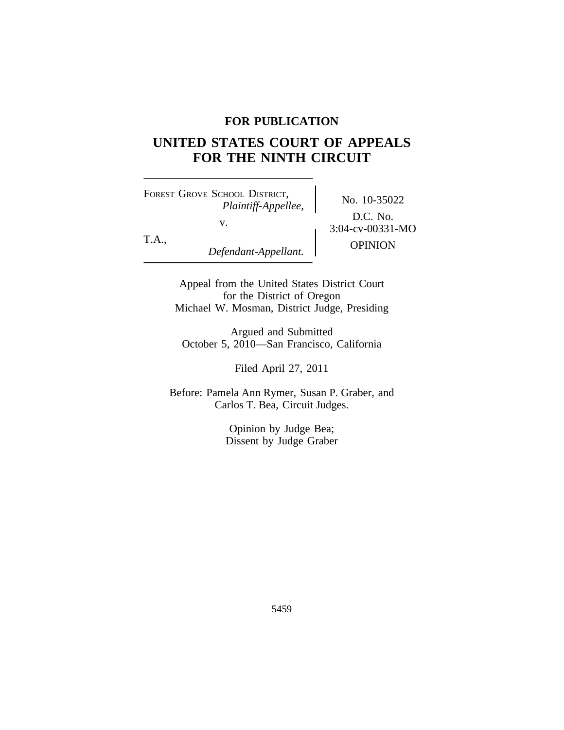**FOR PUBLICATION**

# UNITED STATES COURT OF APPEALS FOR THE NINTH CIRCUIT

| | |
|---|---|
| FOREST GROVE SCHOOL DISTRICT, *Plaintiff-Appellee,* v. T.A., *Defendant-Appellant.* | No. 10-35022 D.C. No. 3:04-cv-00331-MO OPINION |

Appeal from the United States District Court for the District of Oregon
Michael W. Mosman, District Judge, Presiding

Argued and Submitted
October 5, 2010—San Francisco, California

Filed April 27, 2011

Before: Pamela Ann Rymer, Susan P. Graber, and Carlos T. Bea, Circuit Judges.

Opinion by Judge Bea;
Dissent by Judge Graber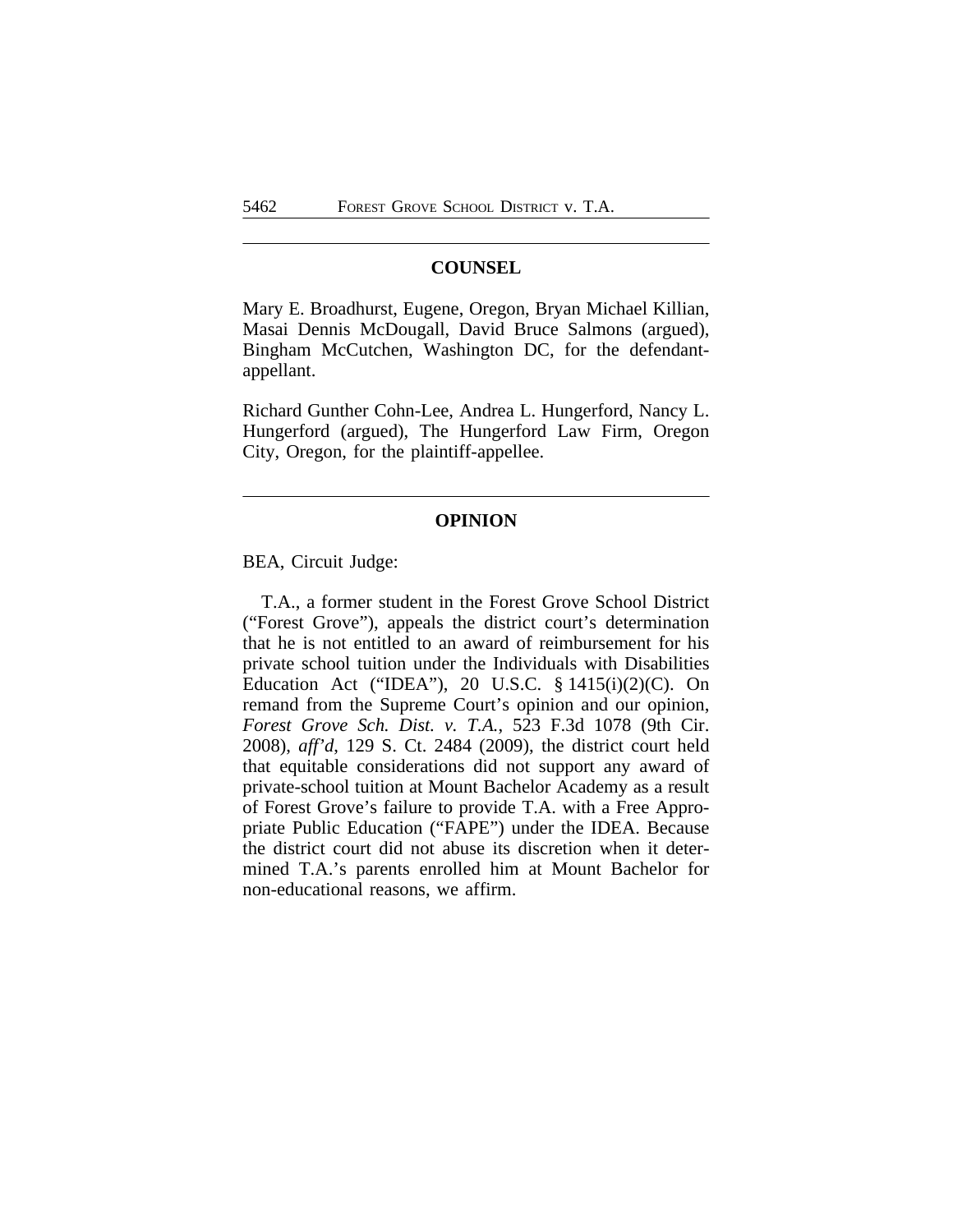## COUNSEL

Mary E. Broadhurst, Eugene, Oregon, Bryan Michael Killian, Masai Dennis McDougall, David Bruce Salmons (argued), Bingham McCutchen, Washington DC, for the defendant-appellant.

Richard Gunther Cohn-Lee, Andrea L. Hungerford, Nancy L. Hungerford (argued), The Hungerford Law Firm, Oregon City, Oregon, for the plaintiff-appellee.

## OPINION

BEA, Circuit Judge:

T.A., a former student in the Forest Grove School District ("Forest Grove"), appeals the district court's determination that he is not entitled to an award of reimbursement for his private school tuition under the Individuals with Disabilities Education Act ("IDEA"), 20 U.S.C. § 1415(i)(2)(C). On remand from the Supreme Court's opinion and our opinion, *Forest Grove Sch. Dist. v. T.A.*, 523 F.3d 1078 (9th Cir. 2008), *aff'd*, 129 S. Ct. 2484 (2009), the district court held that equitable considerations did not support any award of private-school tuition at Mount Bachelor Academy as a result of Forest Grove's failure to provide T.A. with a Free Appropriate Public Education ("FAPE") under the IDEA. Because the district court did not abuse its discretion when it determined T.A.'s parents enrolled him at Mount Bachelor for non-educational reasons, we affirm.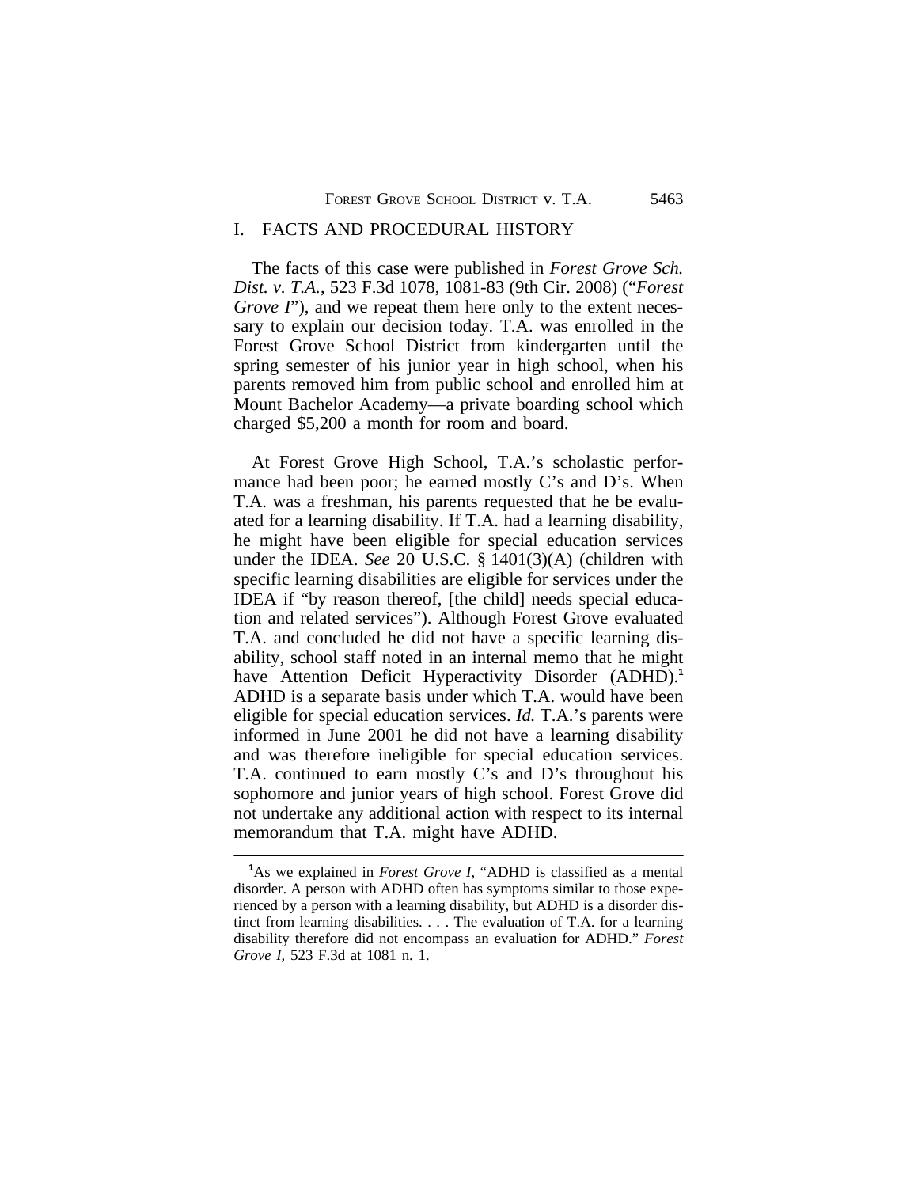## I. FACTS AND PROCEDURAL HISTORY

The facts of this case were published in *Forest Grove Sch. Dist. v. T.A.*, 523 F.3d 1078, 1081-83 (9th Cir. 2008) ("*Forest Grove I*"), and we repeat them here only to the extent necessary to explain our decision today. T.A. was enrolled in the Forest Grove School District from kindergarten until the spring semester of his junior year in high school, when his parents removed him from public school and enrolled him at Mount Bachelor Academy—a private boarding school which charged $5,200 a month for room and board.

At Forest Grove High School, T.A.'s scholastic performance had been poor; he earned mostly C's and D's. When T.A. was a freshman, his parents requested that he be evaluated for a learning disability. If T.A. had a learning disability, he might have been eligible for special education services under the IDEA. *See* 20 U.S.C. § 1401(3)(A) (children with specific learning disabilities are eligible for services under the IDEA if "by reason thereof, [the child] needs special education and related services"). Although Forest Grove evaluated T.A. and concluded he did not have a specific learning disability, school staff noted in an internal memo that he might have Attention Deficit Hyperactivity Disorder (ADHD).[1] ADHD is a separate basis under which T.A. would have been eligible for special education services. *Id.* T.A.'s parents were informed in June 2001 he did not have a learning disability and was therefore ineligible for special education services. T.A. continued to earn mostly C's and D's throughout his sophomore and junior years of high school. Forest Grove did not undertake any additional action with respect to its internal memorandum that T.A. might have ADHD.

---

[1]As we explained in *Forest Grove I*, "ADHD is classified as a mental disorder. A person with ADHD often has symptoms similar to those experienced by a person with a learning disability, but ADHD is a disorder distinct from learning disabilities. . . . The evaluation of T.A. for a learning disability therefore did not encompass an evaluation for ADHD." *Forest Grove I*, 523 F.3d at 1081 n. 1.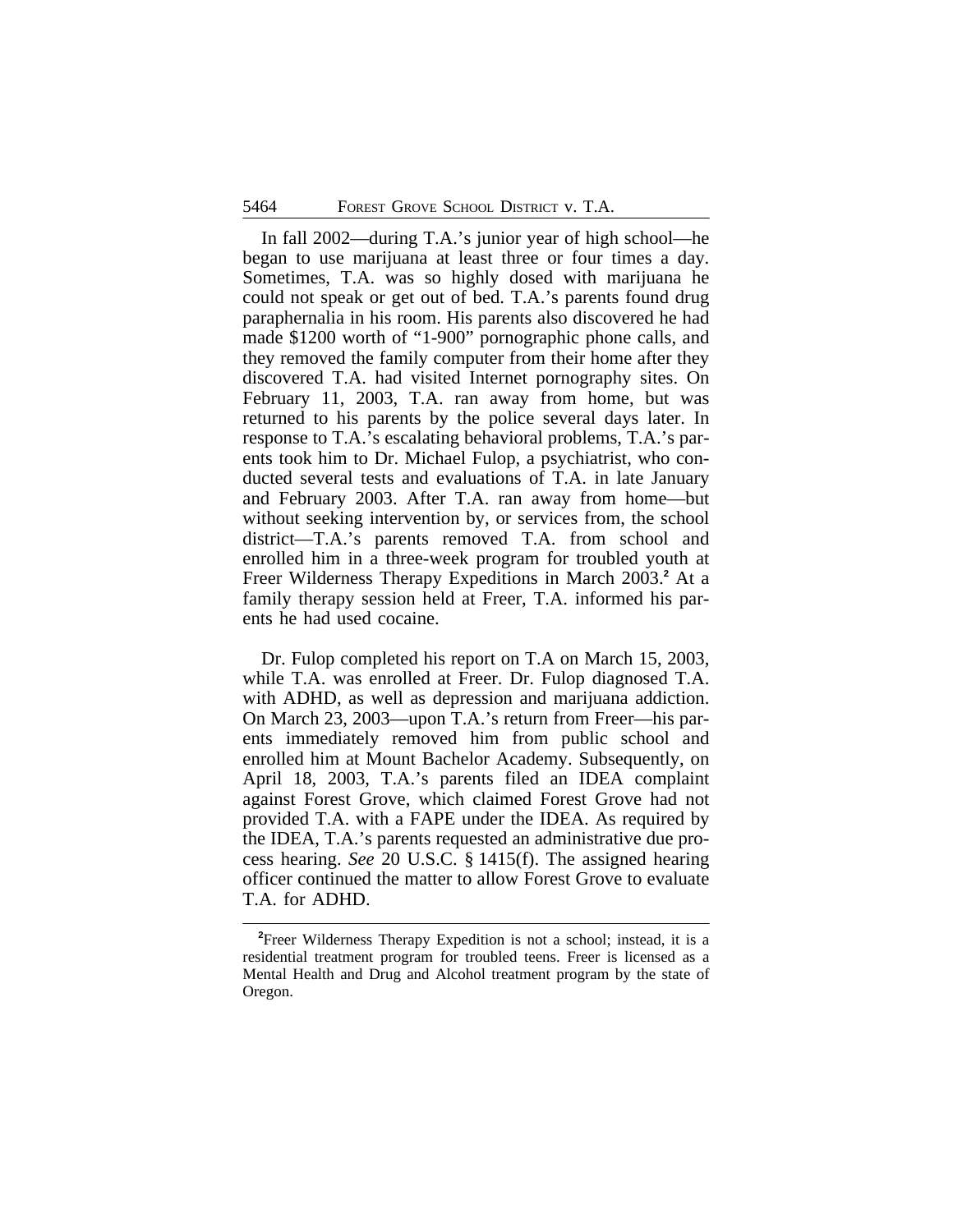In fall 2002—during T.A.'s junior year of high school—he began to use marijuana at least three or four times a day. Sometimes, T.A. was so highly dosed with marijuana he could not speak or get out of bed. T.A.'s parents found drug paraphernalia in his room. His parents also discovered he had made $1200 worth of "1-900" pornographic phone calls, and they removed the family computer from their home after they discovered T.A. had visited Internet pornography sites. On February 11, 2003, T.A. ran away from home, but was returned to his parents by the police several days later. In response to T.A.'s escalating behavioral problems, T.A.'s parents took him to Dr. Michael Fulop, a psychiatrist, who conducted several tests and evaluations of T.A. in late January and February 2003. After T.A. ran away from home—but without seeking intervention by, or services from, the school district—T.A.'s parents removed T.A. from school and enrolled him in a three-week program for troubled youth at Freer Wilderness Therapy Expeditions in March 2003.[2] At a family therapy session held at Freer, T.A. informed his parents he had used cocaine.

Dr. Fulop completed his report on T.A on March 15, 2003, while T.A. was enrolled at Freer. Dr. Fulop diagnosed T.A. with ADHD, as well as depression and marijuana addiction. On March 23, 2003—upon T.A.'s return from Freer—his parents immediately removed him from public school and enrolled him at Mount Bachelor Academy. Subsequently, on April 18, 2003, T.A.'s parents filed an IDEA complaint against Forest Grove, which claimed Forest Grove had not provided T.A. with a FAPE under the IDEA. As required by the IDEA, T.A.'s parents requested an administrative due process hearing. *See* 20 U.S.C. § 1415(f). The assigned hearing officer continued the matter to allow Forest Grove to evaluate T.A. for ADHD.

[2]Freer Wilderness Therapy Expedition is not a school; instead, it is a residential treatment program for troubled teens. Freer is licensed as a Mental Health and Drug and Alcohol treatment program by the state of Oregon.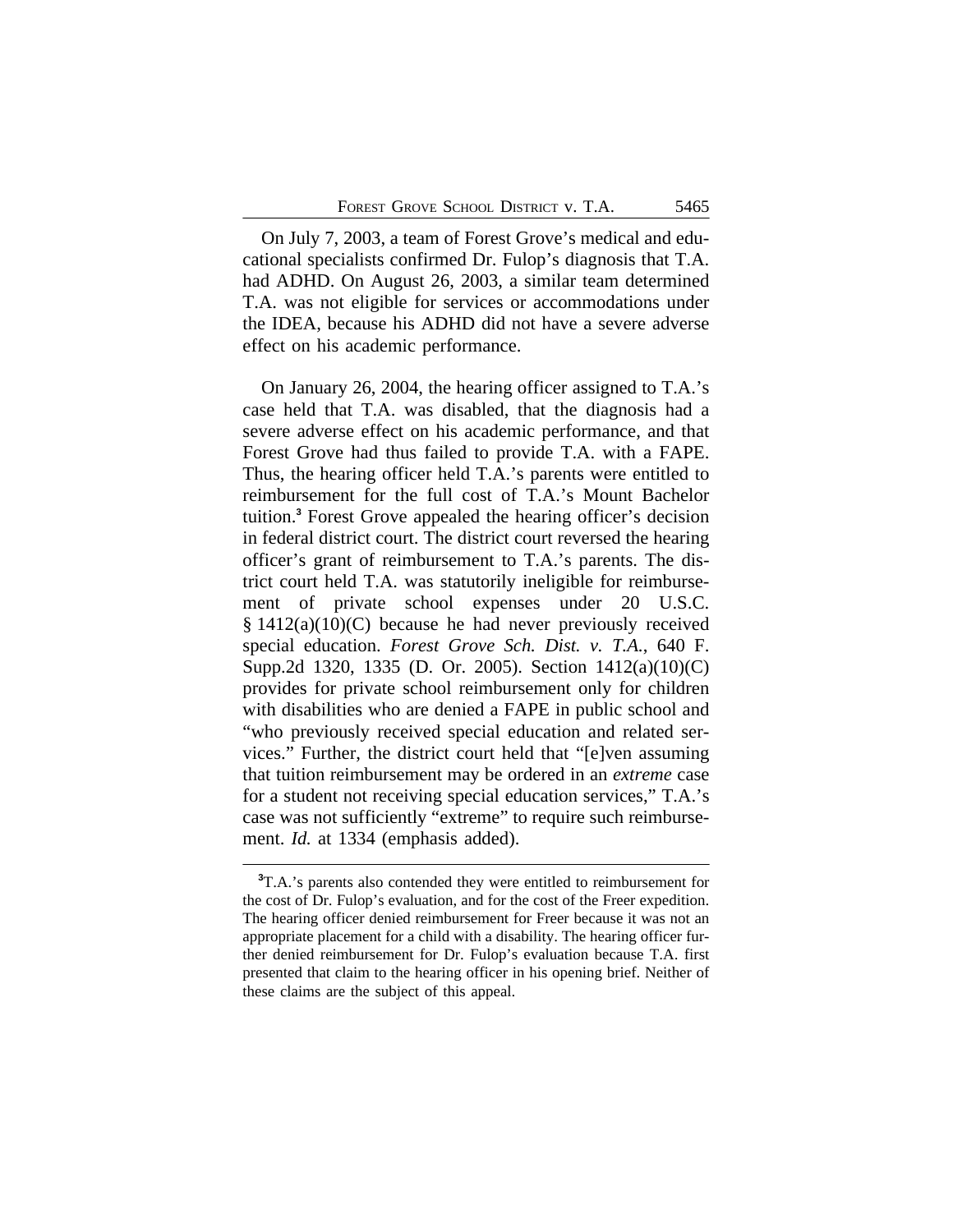On July 7, 2003, a team of Forest Grove's medical and educational specialists confirmed Dr. Fulop's diagnosis that T.A. had ADHD. On August 26, 2003, a similar team determined T.A. was not eligible for services or accommodations under the IDEA, because his ADHD did not have a severe adverse effect on his academic performance.

On January 26, 2004, the hearing officer assigned to T.A.'s case held that T.A. was disabled, that the diagnosis had a severe adverse effect on his academic performance, and that Forest Grove had thus failed to provide T.A. with a FAPE. Thus, the hearing officer held T.A.'s parents were entitled to reimbursement for the full cost of T.A.'s Mount Bachelor tuition.[3] Forest Grove appealed the hearing officer's decision in federal district court. The district court reversed the hearing officer's grant of reimbursement to T.A.'s parents. The district court held T.A. was statutorily ineligible for reimbursement of private school expenses under 20 U.S.C. § 1412(a)(10)(C) because he had never previously received special education. *Forest Grove Sch. Dist. v. T.A.*, 640 F. Supp.2d 1320, 1335 (D. Or. 2005). Section 1412(a)(10)(C) provides for private school reimbursement only for children with disabilities who are denied a FAPE in public school and "who previously received special education and related services." Further, the district court held that "[e]ven assuming that tuition reimbursement may be ordered in an *extreme* case for a student not receiving special education services," T.A.'s case was not sufficiently "extreme" to require such reimbursement. *Id.* at 1334 (emphasis added).

---

[3]T.A.'s parents also contended they were entitled to reimbursement for the cost of Dr. Fulop's evaluation, and for the cost of the Freer expedition. The hearing officer denied reimbursement for Freer because it was not an appropriate placement for a child with a disability. The hearing officer further denied reimbursement for Dr. Fulop's evaluation because T.A. first presented that claim to the hearing officer in his opening brief. Neither of these claims are the subject of this appeal.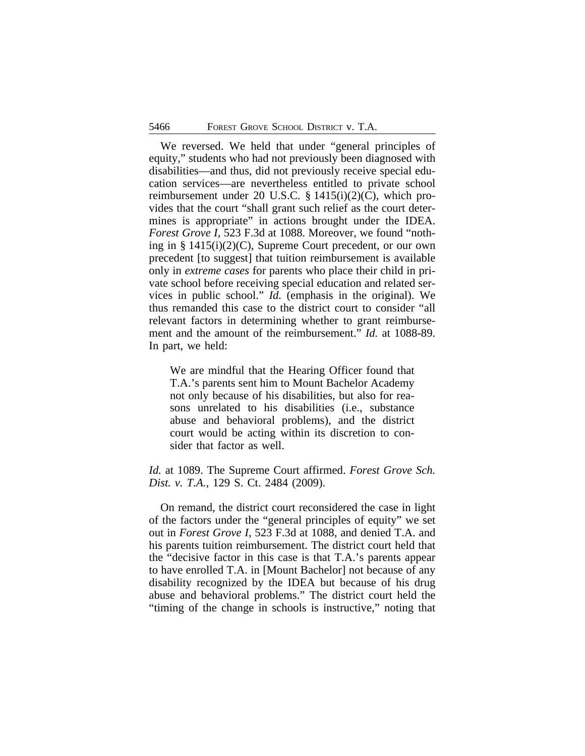We reversed. We held that under "general principles of equity," students who had not previously been diagnosed with disabilities—and thus, did not previously receive special education services—are nevertheless entitled to private school reimbursement under 20 U.S.C. § 1415(i)(2)(C), which provides that the court "shall grant such relief as the court determines is appropriate" in actions brought under the IDEA. *Forest Grove I*, 523 F.3d at 1088. Moreover, we found "nothing in § 1415(i)(2)(C), Supreme Court precedent, or our own precedent [to suggest] that tuition reimbursement is available only in *extreme cases* for parents who place their child in private school before receiving special education and related services in public school." *Id.* (emphasis in the original). We thus remanded this case to the district court to consider "all relevant factors in determining whether to grant reimbursement and the amount of the reimbursement." *Id.* at 1088-89. In part, we held:

> We are mindful that the Hearing Officer found that T.A.'s parents sent him to Mount Bachelor Academy not only because of his disabilities, but also for reasons unrelated to his disabilities (i.e., substance abuse and behavioral problems), and the district court would be acting within its discretion to consider that factor as well.

*Id.* at 1089. The Supreme Court affirmed. *Forest Grove Sch. Dist. v. T.A.*, 129 S. Ct. 2484 (2009).

On remand, the district court reconsidered the case in light of the factors under the "general principles of equity" we set out in *Forest Grove I*, 523 F.3d at 1088, and denied T.A. and his parents tuition reimbursement. The district court held that the "decisive factor in this case is that T.A.'s parents appear to have enrolled T.A. in [Mount Bachelor] not because of any disability recognized by the IDEA but because of his drug abuse and behavioral problems." The district court held the "timing of the change in schools is instructive," noting that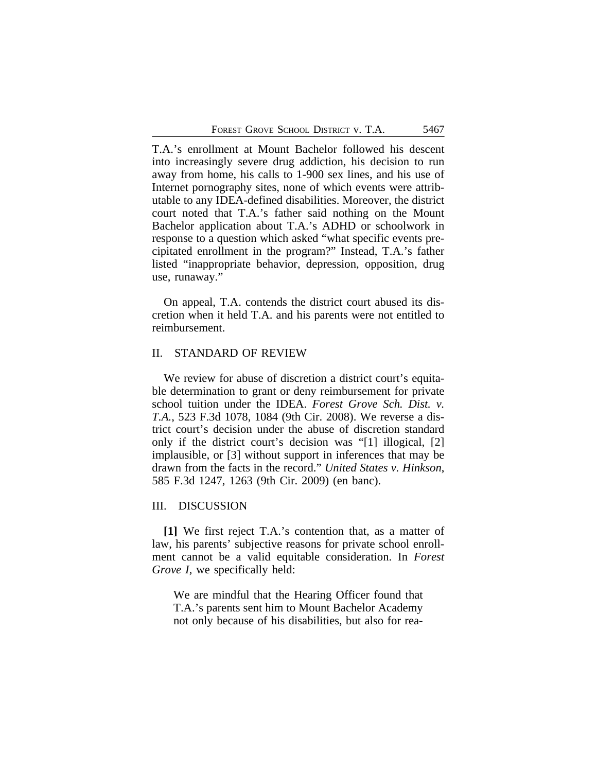T.A.'s enrollment at Mount Bachelor followed his descent into increasingly severe drug addiction, his decision to run away from home, his calls to 1-900 sex lines, and his use of Internet pornography sites, none of which events were attributable to any IDEA-defined disabilities. Moreover, the district court noted that T.A.'s father said nothing on the Mount Bachelor application about T.A.'s ADHD or schoolwork in response to a question which asked "what specific events precipitated enrollment in the program?" Instead, T.A.'s father listed "inappropriate behavior, depression, opposition, drug use, runaway."

On appeal, T.A. contends the district court abused its discretion when it held T.A. and his parents were not entitled to reimbursement.

## II. STANDARD OF REVIEW

We review for abuse of discretion a district court's equitable determination to grant or deny reimbursement for private school tuition under the IDEA. *Forest Grove Sch. Dist. v. T.A.*, 523 F.3d 1078, 1084 (9th Cir. 2008). We reverse a district court's decision under the abuse of discretion standard only if the district court's decision was "[1] illogical, [2] implausible, or [3] without support in inferences that may be drawn from the facts in the record." *United States v. Hinkson*, 585 F.3d 1247, 1263 (9th Cir. 2009) (en banc).

## III. DISCUSSION

**[1]** We first reject T.A.'s contention that, as a matter of law, his parents' subjective reasons for private school enrollment cannot be a valid equitable consideration. In *Forest Grove I*, we specifically held:

> We are mindful that the Hearing Officer found that T.A.'s parents sent him to Mount Bachelor Academy not only because of his disabilities, but also for rea-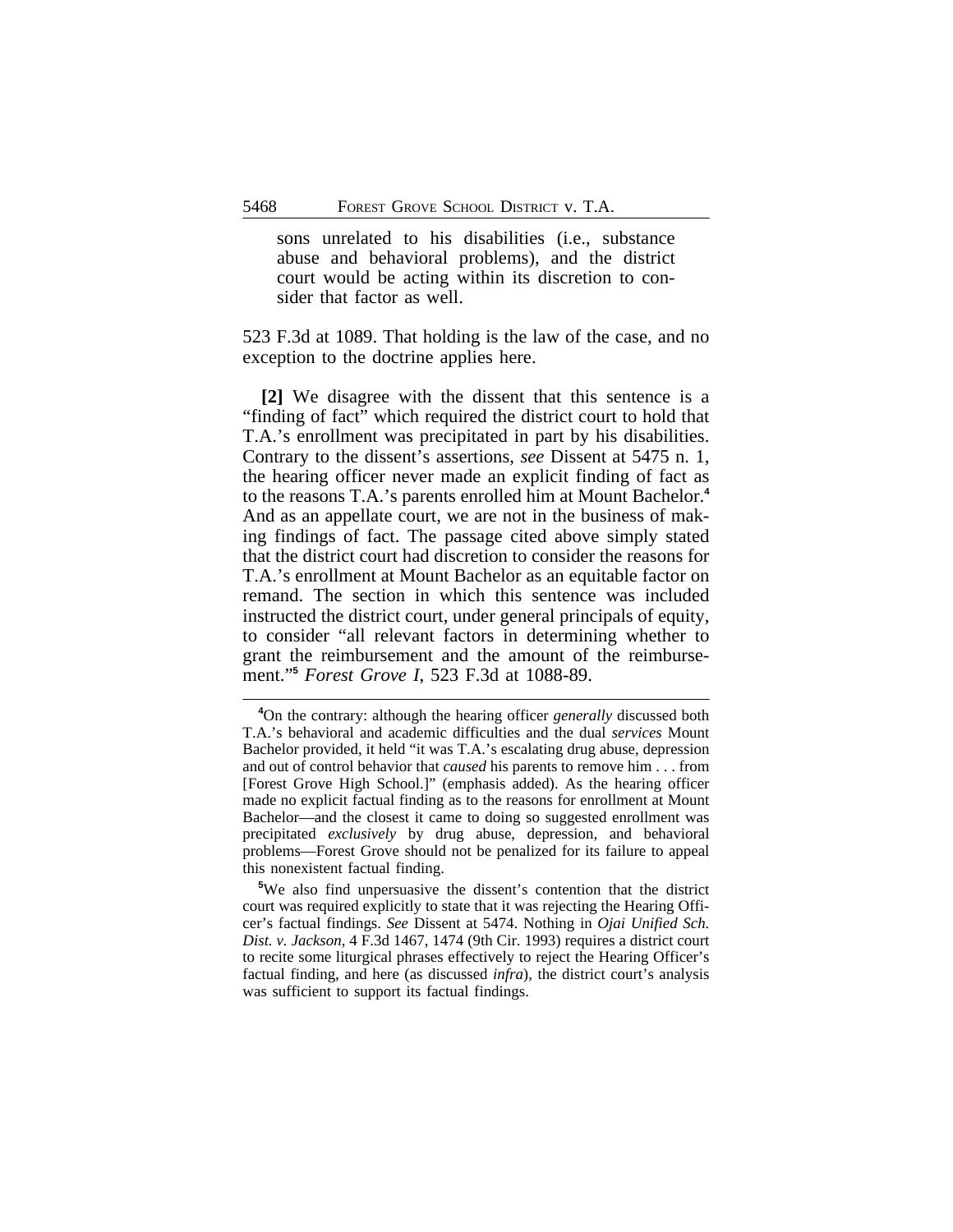> sons unrelated to his disabilities (i.e., substance abuse and behavioral problems), and the district court would be acting within its discretion to consider that factor as well.

523 F.3d at 1089. That holding is the law of the case, and no exception to the doctrine applies here.

**[2]** We disagree with the dissent that this sentence is a "finding of fact" which required the district court to hold that T.A.'s enrollment was precipitated in part by his disabilities. Contrary to the dissent's assertions, *see* Dissent at 5475 n. 1, the hearing officer never made an explicit finding of fact as to the reasons T.A.'s parents enrolled him at Mount Bachelor.[4] And as an appellate court, we are not in the business of making findings of fact. The passage cited above simply stated that the district court had discretion to consider the reasons for T.A.'s enrollment at Mount Bachelor as an equitable factor on remand. The section in which this sentence was included instructed the district court, under general principals of equity, to consider "all relevant factors in determining whether to grant the reimbursement and the amount of the reimbursement."[5] *Forest Grove I*, 523 F.3d at 1088-89.

---

[4]On the contrary: although the hearing officer *generally* discussed both T.A.'s behavioral and academic difficulties and the dual *services* Mount Bachelor provided, it held "it was T.A.'s escalating drug abuse, depression and out of control behavior that *caused* his parents to remove him . . . from [Forest Grove High School.]" (emphasis added). As the hearing officer made no explicit factual finding as to the reasons for enrollment at Mount Bachelor—and the closest it came to doing so suggested enrollment was precipitated *exclusively* by drug abuse, depression, and behavioral problems—Forest Grove should not be penalized for its failure to appeal this nonexistent factual finding.

[5]We also find unpersuasive the dissent's contention that the district court was required explicitly to state that it was rejecting the Hearing Officer's factual findings. *See* Dissent at 5474. Nothing in *Ojai Unified Sch. Dist. v. Jackson*, 4 F.3d 1467, 1474 (9th Cir. 1993) requires a district court to recite some liturgical phrases effectively to reject the Hearing Officer's factual finding, and here (as discussed *infra*), the district court's analysis was sufficient to support its factual findings.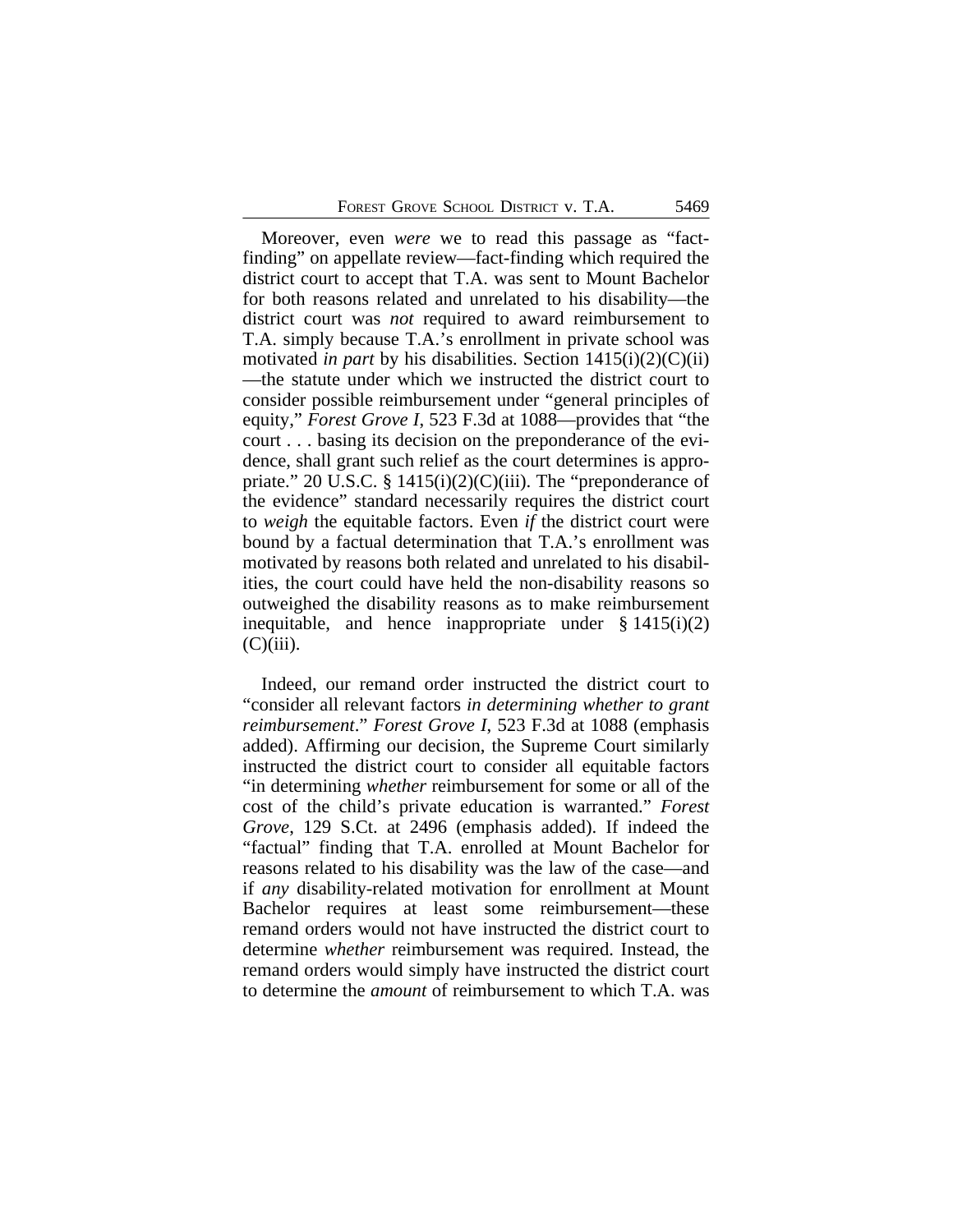Moreover, even *were* we to read this passage as "fact-finding" on appellate review—fact-finding which required the district court to accept that T.A. was sent to Mount Bachelor for both reasons related and unrelated to his disability—the district court was *not* required to award reimbursement to T.A. simply because T.A.'s enrollment in private school was motivated *in part* by his disabilities. Section 1415(i)(2)(C)(ii) —the statute under which we instructed the district court to consider possible reimbursement under "general principles of equity," *Forest Grove I*, 523 F.3d at 1088—provides that "the court . . . basing its decision on the preponderance of the evidence, shall grant such relief as the court determines is appropriate." 20 U.S.C. § 1415(i)(2)(C)(iii). The "preponderance of the evidence" standard necessarily requires the district court to *weigh* the equitable factors. Even *if* the district court were bound by a factual determination that T.A.'s enrollment was motivated by reasons both related and unrelated to his disabilities, the court could have held the non-disability reasons so outweighed the disability reasons as to make reimbursement inequitable, and hence inappropriate under § 1415(i)(2)(C)(iii).

Indeed, our remand order instructed the district court to "consider all relevant factors *in determining whether to grant reimbursement*." *Forest Grove I*, 523 F.3d at 1088 (emphasis added). Affirming our decision, the Supreme Court similarly instructed the district court to consider all equitable factors "in determining *whether* reimbursement for some or all of the cost of the child's private education is warranted." *Forest Grove*, 129 S.Ct. at 2496 (emphasis added). If indeed the "factual" finding that T.A. enrolled at Mount Bachelor for reasons related to his disability was the law of the case—and if *any* disability-related motivation for enrollment at Mount Bachelor requires at least some reimbursement—these remand orders would not have instructed the district court to determine *whether* reimbursement was required. Instead, the remand orders would simply have instructed the district court to determine the *amount* of reimbursement to which T.A. was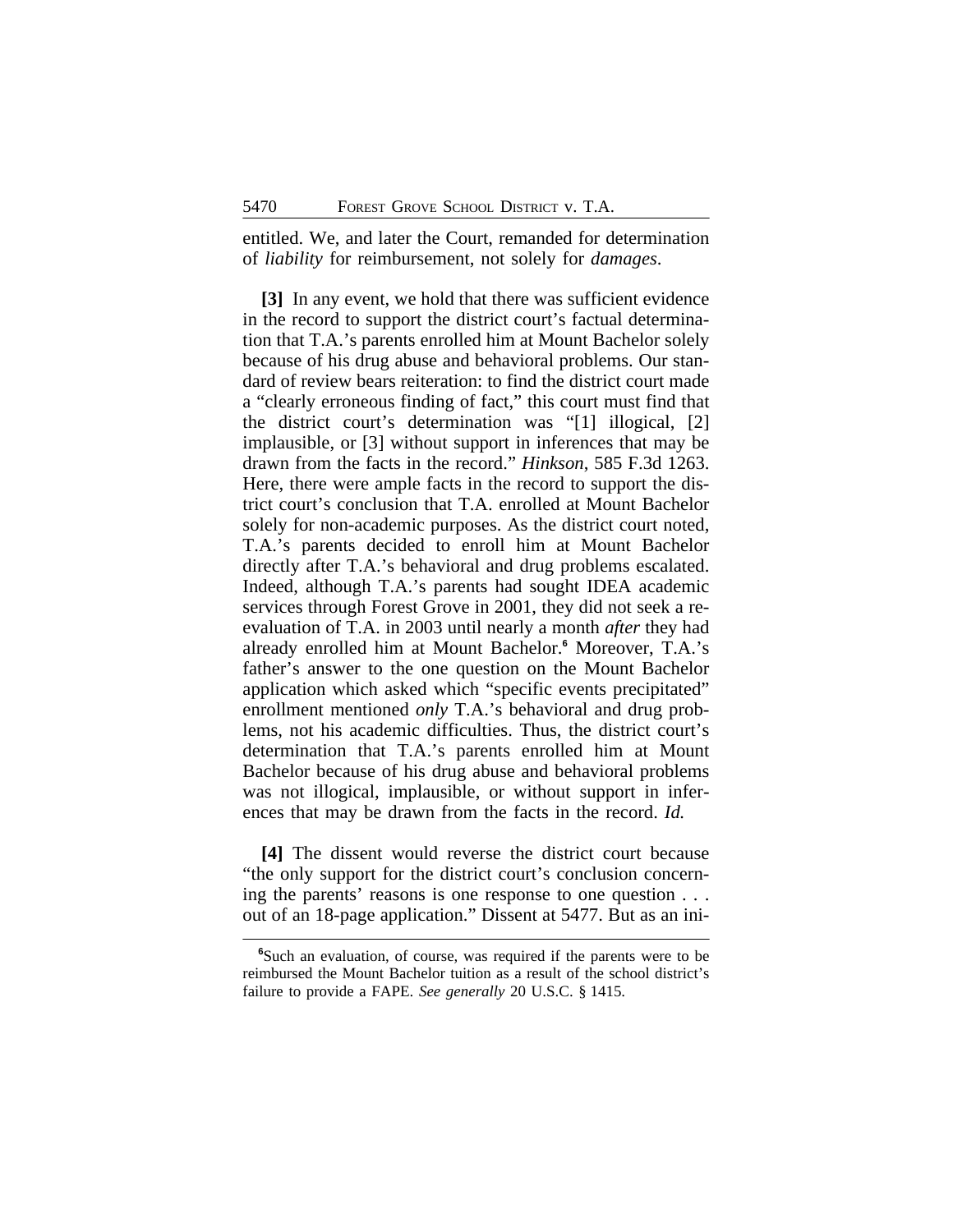entitled. We, and later the Court, remanded for determination of *liability* for reimbursement, not solely for *damages*.

**[3]** In any event, we hold that there was sufficient evidence in the record to support the district court's factual determination that T.A.'s parents enrolled him at Mount Bachelor solely because of his drug abuse and behavioral problems. Our standard of review bears reiteration: to find the district court made a "clearly erroneous finding of fact," this court must find that the district court's determination was "[1] illogical, [2] implausible, or [3] without support in inferences that may be drawn from the facts in the record." *Hinkson*, 585 F.3d 1263. Here, there were ample facts in the record to support the district court's conclusion that T.A. enrolled at Mount Bachelor solely for non-academic purposes. As the district court noted, T.A.'s parents decided to enroll him at Mount Bachelor directly after T.A.'s behavioral and drug problems escalated. Indeed, although T.A.'s parents had sought IDEA academic services through Forest Grove in 2001, they did not seek a re-evaluation of T.A. in 2003 until nearly a month *after* they had already enrolled him at Mount Bachelor.[6] Moreover, T.A.'s father's answer to the one question on the Mount Bachelor application which asked which "specific events precipitated" enrollment mentioned *only* T.A.'s behavioral and drug problems, not his academic difficulties. Thus, the district court's determination that T.A.'s parents enrolled him at Mount Bachelor because of his drug abuse and behavioral problems was not illogical, implausible, or without support in inferences that may be drawn from the facts in the record. *Id.*

**[4]** The dissent would reverse the district court because "the only support for the district court's conclusion concerning the parents' reasons is one response to one question . . . out of an 18-page application." Dissent at 5477. But as an ini-

[6]Such an evaluation, of course, was required if the parents were to be reimbursed the Mount Bachelor tuition as a result of the school district's failure to provide a FAPE. *See generally* 20 U.S.C. § 1415.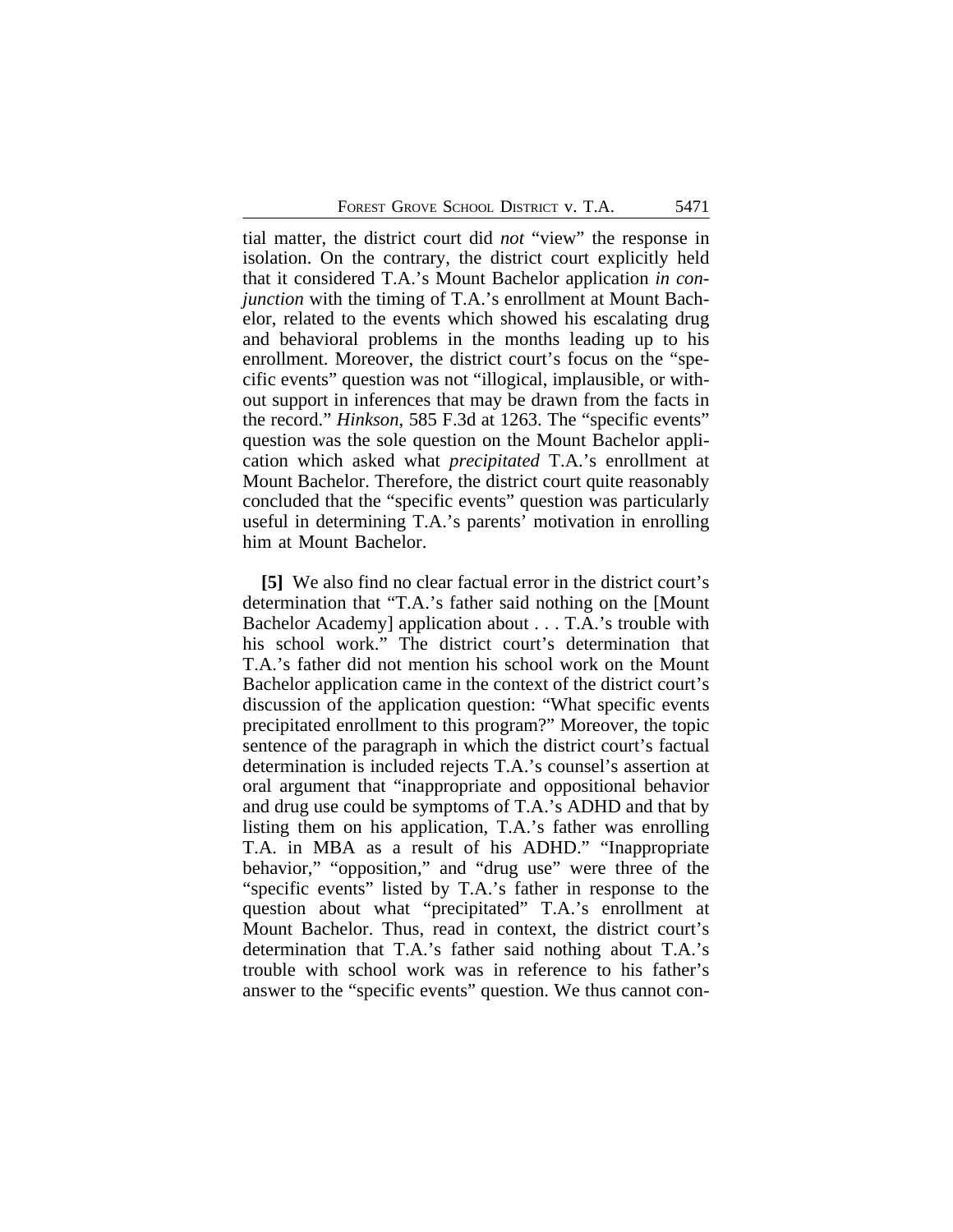tial matter, the district court did *not* "view" the response in isolation. On the contrary, the district court explicitly held that it considered T.A.'s Mount Bachelor application *in conjunction* with the timing of T.A.'s enrollment at Mount Bachelor, related to the events which showed his escalating drug and behavioral problems in the months leading up to his enrollment. Moreover, the district court's focus on the "specific events" question was not "illogical, implausible, or without support in inferences that may be drawn from the facts in the record." *Hinkson*, 585 F.3d at 1263. The "specific events" question was the sole question on the Mount Bachelor application which asked what *precipitated* T.A.'s enrollment at Mount Bachelor. Therefore, the district court quite reasonably concluded that the "specific events" question was particularly useful in determining T.A.'s parents' motivation in enrolling him at Mount Bachelor.

**[5]** We also find no clear factual error in the district court's determination that "T.A.'s father said nothing on the [Mount Bachelor Academy] application about . . . T.A.'s trouble with his school work." The district court's determination that T.A.'s father did not mention his school work on the Mount Bachelor application came in the context of the district court's discussion of the application question: "What specific events precipitated enrollment to this program?" Moreover, the topic sentence of the paragraph in which the district court's factual determination is included rejects T.A.'s counsel's assertion at oral argument that "inappropriate and oppositional behavior and drug use could be symptoms of T.A.'s ADHD and that by listing them on his application, T.A.'s father was enrolling T.A. in MBA as a result of his ADHD." "Inappropriate behavior," "opposition," and "drug use" were three of the "specific events" listed by T.A.'s father in response to the question about what "precipitated" T.A.'s enrollment at Mount Bachelor. Thus, read in context, the district court's determination that T.A.'s father said nothing about T.A.'s trouble with school work was in reference to his father's answer to the "specific events" question. We thus cannot con-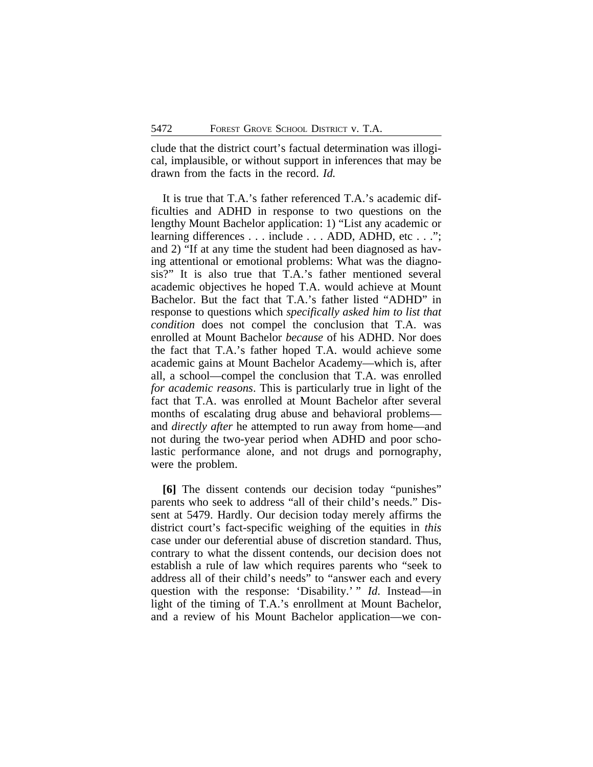clude that the district court's factual determination was illogical, implausible, or without support in inferences that may be drawn from the facts in the record. *Id.*

It is true that T.A.'s father referenced T.A.'s academic difficulties and ADHD in response to two questions on the lengthy Mount Bachelor application: 1) "List any academic or learning differences . . . include . . . ADD, ADHD, etc . . ."; and 2) "If at any time the student had been diagnosed as having attentional or emotional problems: What was the diagnosis?" It is also true that T.A.'s father mentioned several academic objectives he hoped T.A. would achieve at Mount Bachelor. But the fact that T.A.'s father listed "ADHD" in response to questions which *specifically asked him to list that condition* does not compel the conclusion that T.A. was enrolled at Mount Bachelor *because* of his ADHD. Nor does the fact that T.A.'s father hoped T.A. would achieve some academic gains at Mount Bachelor Academy—which is, after all, a school—compel the conclusion that T.A. was enrolled *for academic reasons*. This is particularly true in light of the fact that T.A. was enrolled at Mount Bachelor after several months of escalating drug abuse and behavioral problems—and *directly after* he attempted to run away from home—and not during the two-year period when ADHD and poor scholastic performance alone, and not drugs and pornography, were the problem.

**[6]** The dissent contends our decision today "punishes" parents who seek to address "all of their child's needs." Dissent at 5479. Hardly. Our decision today merely affirms the district court's fact-specific weighing of the equities in *this* case under our deferential abuse of discretion standard. Thus, contrary to what the dissent contends, our decision does not establish a rule of law which requires parents who "seek to address all of their child's needs" to "answer each and every question with the response: 'Disability.' " *Id.* Instead—in light of the timing of T.A.'s enrollment at Mount Bachelor, and a review of his Mount Bachelor application—we con-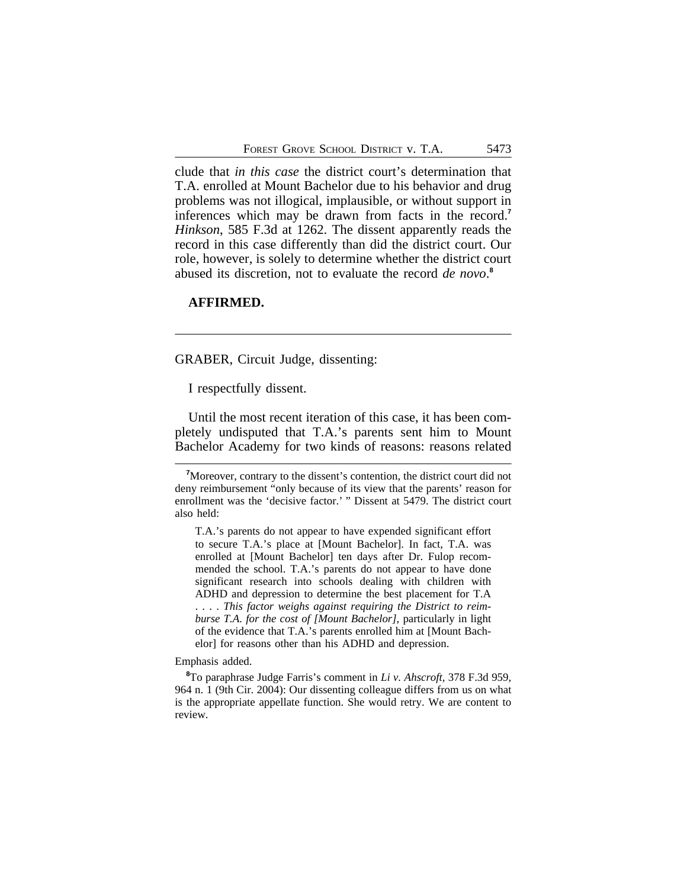clude that *in this case* the district court's determination that T.A. enrolled at Mount Bachelor due to his behavior and drug problems was not illogical, implausible, or without support in inferences which may be drawn from facts in the record.[7] *Hinkson*, 585 F.3d at 1262. The dissent apparently reads the record in this case differently than did the district court. Our role, however, is solely to determine whether the district court abused its discretion, not to evaluate the record *de novo*.[8]

**AFFIRMED.**

---

GRABER, Circuit Judge, dissenting:

I respectfully dissent.

Until the most recent iteration of this case, it has been completely undisputed that T.A.'s parents sent him to Mount Bachelor Academy for two kinds of reasons: reasons related

---

[7]Moreover, contrary to the dissent's contention, the district court did not deny reimbursement "only because of its view that the parents' reason for enrollment was the 'decisive factor.' " Dissent at 5479. The district court also held:

> T.A.'s parents do not appear to have expended significant effort to secure T.A.'s place at [Mount Bachelor]. In fact, T.A. was enrolled at [Mount Bachelor] ten days after Dr. Fulop recommended the school. T.A.'s parents do not appear to have done significant research into schools dealing with children with ADHD and depression to determine the best placement for T.A . . . . *This factor weighs against requiring the District to reimburse T.A. for the cost of [Mount Bachelor]*, particularly in light of the evidence that T.A.'s parents enrolled him at [Mount Bachelor] for reasons other than his ADHD and depression.

Emphasis added.

[8]To paraphrase Judge Farris's comment in *Li v. Ahscroft*, 378 F.3d 959, 964 n. 1 (9th Cir. 2004): Our dissenting colleague differs from us on what is the appropriate appellate function. She would retry. We are content to review.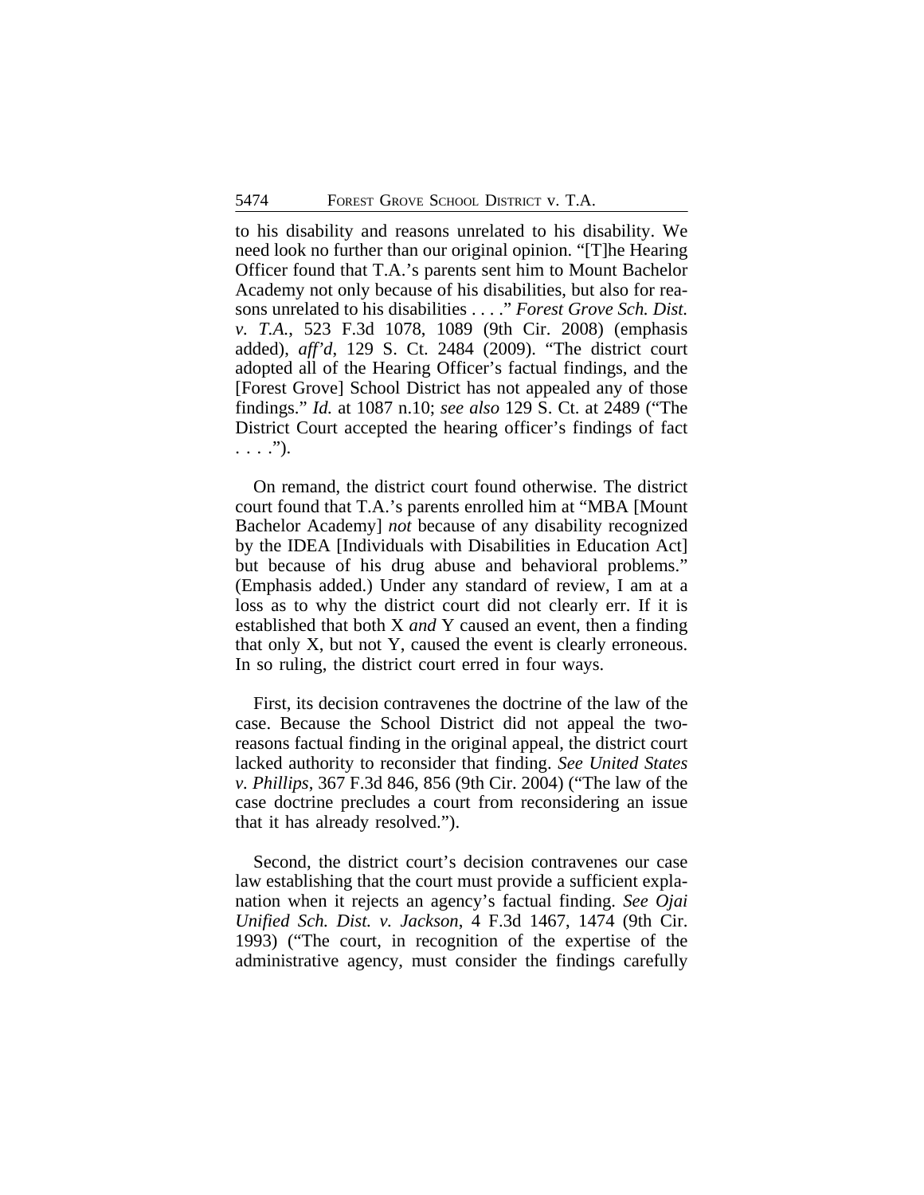to his disability and reasons unrelated to his disability. We need look no further than our original opinion. "[T]he Hearing Officer found that T.A.'s parents sent him to Mount Bachelor Academy not only because of his disabilities, but also for reasons unrelated to his disabilities . . . ." *Forest Grove Sch. Dist. v. T.A.*, 523 F.3d 1078, 1089 (9th Cir. 2008) (emphasis added), *aff'd*, 129 S. Ct. 2484 (2009). "The district court adopted all of the Hearing Officer's factual findings, and the [Forest Grove] School District has not appealed any of those findings." *Id.* at 1087 n.10; *see also* 129 S. Ct. at 2489 ("The District Court accepted the hearing officer's findings of fact . . . .").

On remand, the district court found otherwise. The district court found that T.A.'s parents enrolled him at "MBA [Mount Bachelor Academy] *not* because of any disability recognized by the IDEA [Individuals with Disabilities in Education Act] but because of his drug abuse and behavioral problems." (Emphasis added.) Under any standard of review, I am at a loss as to why the district court did not clearly err. If it is established that both X *and* Y caused an event, then a finding that only X, but not Y, caused the event is clearly erroneous. In so ruling, the district court erred in four ways.

First, its decision contravenes the doctrine of the law of the case. Because the School District did not appeal the two-reasons factual finding in the original appeal, the district court lacked authority to reconsider that finding. *See United States v. Phillips*, 367 F.3d 846, 856 (9th Cir. 2004) ("The law of the case doctrine precludes a court from reconsidering an issue that it has already resolved.").

Second, the district court's decision contravenes our case law establishing that the court must provide a sufficient explanation when it rejects an agency's factual finding. *See Ojai Unified Sch. Dist. v. Jackson*, 4 F.3d 1467, 1474 (9th Cir. 1993) ("The court, in recognition of the expertise of the administrative agency, must consider the findings carefully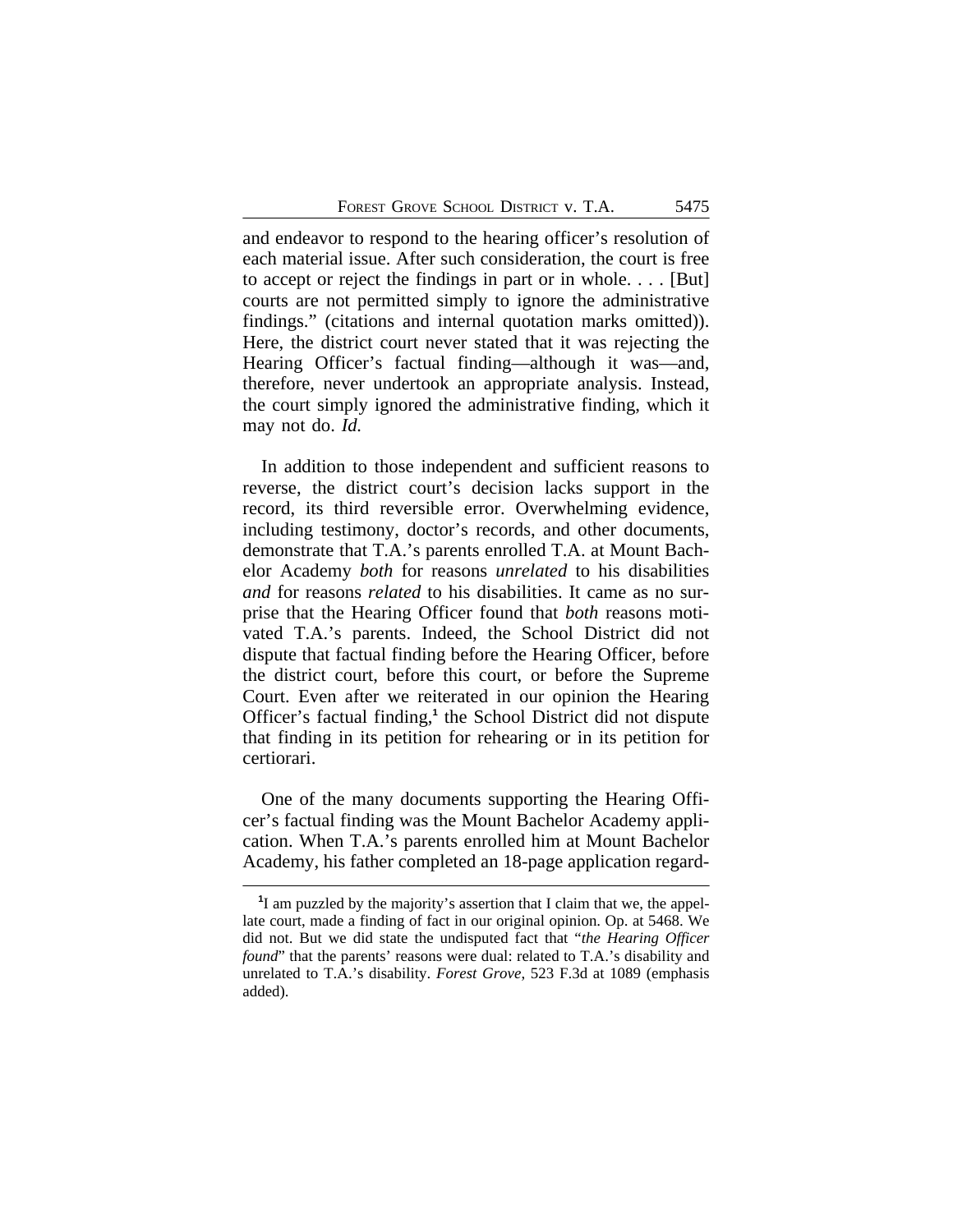and endeavor to respond to the hearing officer's resolution of each material issue. After such consideration, the court is free to accept or reject the findings in part or in whole. . . . [But] courts are not permitted simply to ignore the administrative findings." (citations and internal quotation marks omitted)). Here, the district court never stated that it was rejecting the Hearing Officer's factual finding—although it was—and, therefore, never undertook an appropriate analysis. Instead, the court simply ignored the administrative finding, which it may not do. *Id.*

In addition to those independent and sufficient reasons to reverse, the district court's decision lacks support in the record, its third reversible error. Overwhelming evidence, including testimony, doctor's records, and other documents, demonstrate that T.A.'s parents enrolled T.A. at Mount Bachelor Academy *both* for reasons *unrelated* to his disabilities *and* for reasons *related* to his disabilities. It came as no surprise that the Hearing Officer found that *both* reasons motivated T.A.'s parents. Indeed, the School District did not dispute that factual finding before the Hearing Officer, before the district court, before this court, or before the Supreme Court. Even after we reiterated in our opinion the Hearing Officer's factual finding,[1] the School District did not dispute that finding in its petition for rehearing or in its petition for certiorari.

One of the many documents supporting the Hearing Officer's factual finding was the Mount Bachelor Academy application. When T.A.'s parents enrolled him at Mount Bachelor Academy, his father completed an 18-page application regard-

[1] I am puzzled by the majority's assertion that I claim that we, the appellate court, made a finding of fact in our original opinion. Op. at 5468. We did not. But we did state the undisputed fact that "*the Hearing Officer found*" that the parents' reasons were dual: related to T.A.'s disability and unrelated to T.A.'s disability. *Forest Grove*, 523 F.3d at 1089 (emphasis added).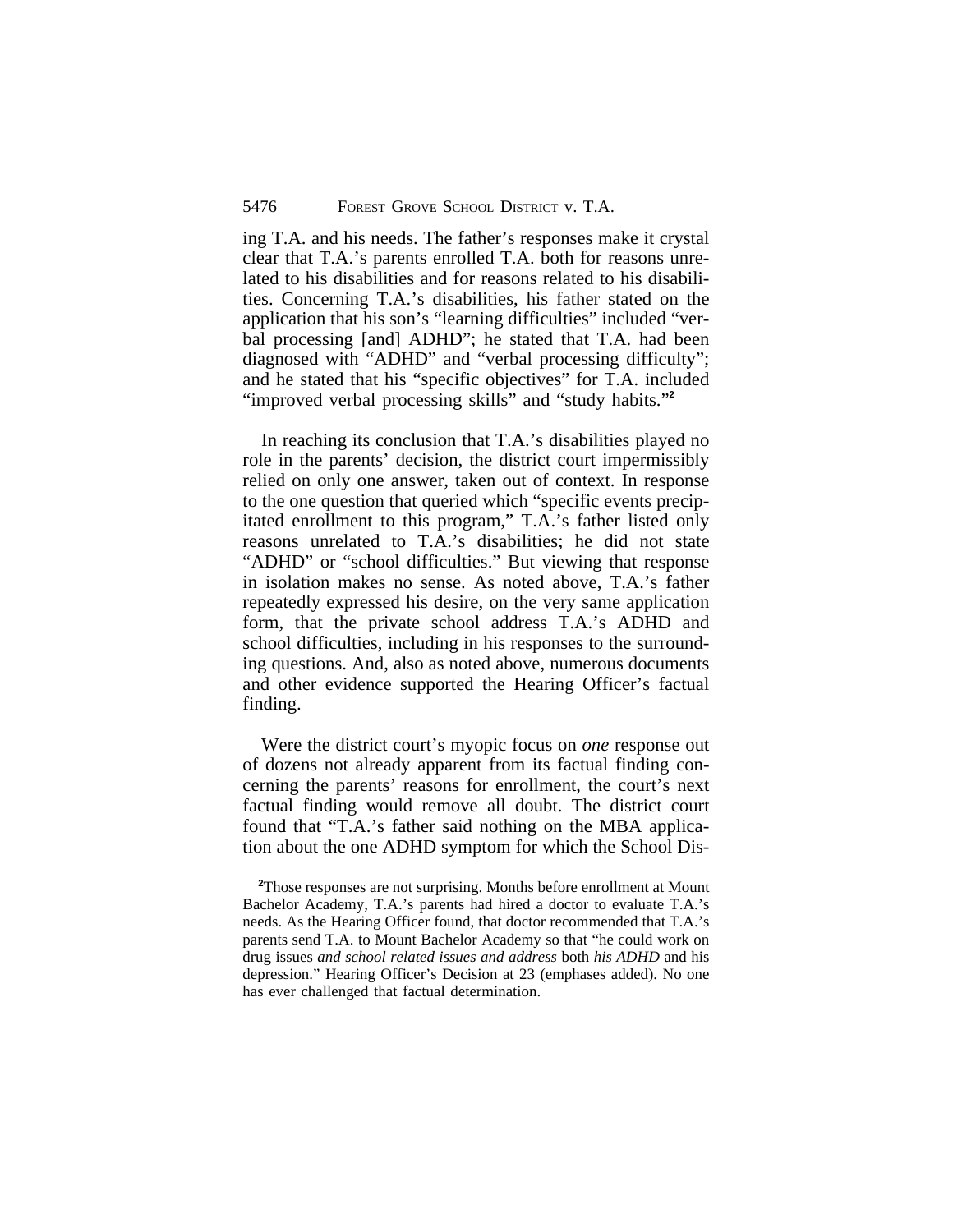ing T.A. and his needs. The father's responses make it crystal clear that T.A.'s parents enrolled T.A. both for reasons unrelated to his disabilities and for reasons related to his disabilities. Concerning T.A.'s disabilities, his father stated on the application that his son's "learning difficulties" included "verbal processing [and] ADHD"; he stated that T.A. had been diagnosed with "ADHD" and "verbal processing difficulty"; and he stated that his "specific objectives" for T.A. included "improved verbal processing skills" and "study habits."[2]

In reaching its conclusion that T.A.'s disabilities played no role in the parents' decision, the district court impermissibly relied on only one answer, taken out of context. In response to the one question that queried which "specific events precipitated enrollment to this program," T.A.'s father listed only reasons unrelated to T.A.'s disabilities; he did not state "ADHD" or "school difficulties." But viewing that response in isolation makes no sense. As noted above, T.A.'s father repeatedly expressed his desire, on the very same application form, that the private school address T.A.'s ADHD and school difficulties, including in his responses to the surrounding questions. And, also as noted above, numerous documents and other evidence supported the Hearing Officer's factual finding.

Were the district court's myopic focus on *one* response out of dozens not already apparent from its factual finding concerning the parents' reasons for enrollment, the court's next factual finding would remove all doubt. The district court found that "T.A.'s father said nothing on the MBA application about the one ADHD symptom for which the School Dis-

[2]Those responses are not surprising. Months before enrollment at Mount Bachelor Academy, T.A.'s parents had hired a doctor to evaluate T.A.'s needs. As the Hearing Officer found, that doctor recommended that T.A.'s parents send T.A. to Mount Bachelor Academy so that "he could work on drug issues *and school related issues and address* both *his ADHD* and his depression." Hearing Officer's Decision at 23 (emphases added). No one has ever challenged that factual determination.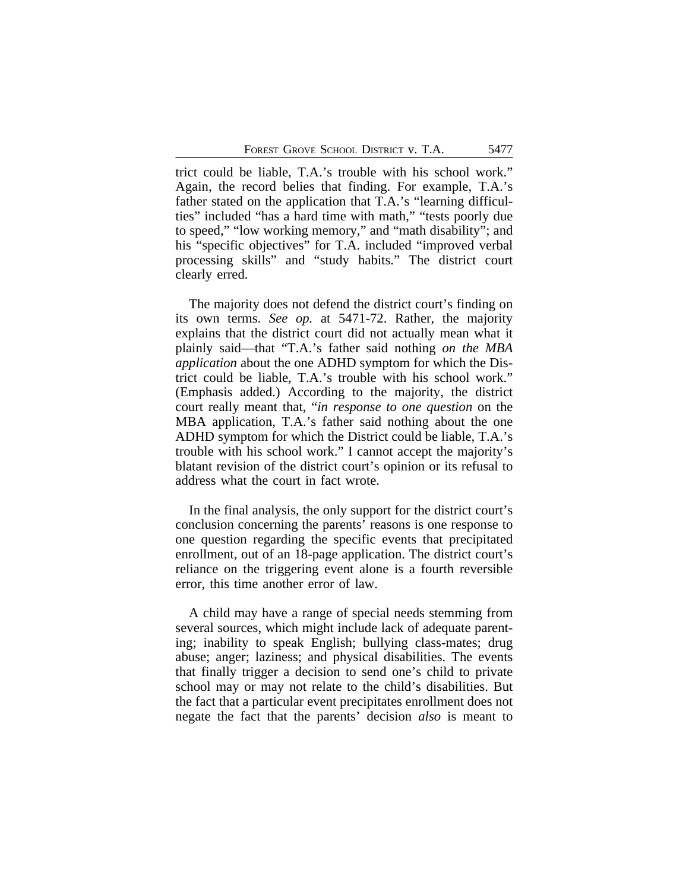trict could be liable, T.A.'s trouble with his school work." Again, the record belies that finding. For example, T.A.'s father stated on the application that T.A.'s "learning difficulties" included "has a hard time with math," "tests poorly due to speed," "low working memory," and "math disability"; and his "specific objectives" for T.A. included "improved verbal processing skills" and "study habits." The district court clearly erred.

The majority does not defend the district court's finding on its own terms. *See op.* at 5471-72. Rather, the majority explains that the district court did not actually mean what it plainly said—that "T.A.'s father said nothing *on the MBA application* about the one ADHD symptom for which the District could be liable, T.A.'s trouble with his school work." (Emphasis added.) According to the majority, the district court really meant that, "*in response to one question* on the MBA application, T.A.'s father said nothing about the one ADHD symptom for which the District could be liable, T.A.'s trouble with his school work." I cannot accept the majority's blatant revision of the district court's opinion or its refusal to address what the court in fact wrote.

In the final analysis, the only support for the district court's conclusion concerning the parents' reasons is one response to one question regarding the specific events that precipitated enrollment, out of an 18-page application. The district court's reliance on the triggering event alone is a fourth reversible error, this time another error of law.

A child may have a range of special needs stemming from several sources, which might include lack of adequate parenting; inability to speak English; bullying class-mates; drug abuse; anger; laziness; and physical disabilities. The events that finally trigger a decision to send one's child to private school may or may not relate to the child's disabilities. But the fact that a particular event precipitates enrollment does not negate the fact that the parents' decision *also* is meant to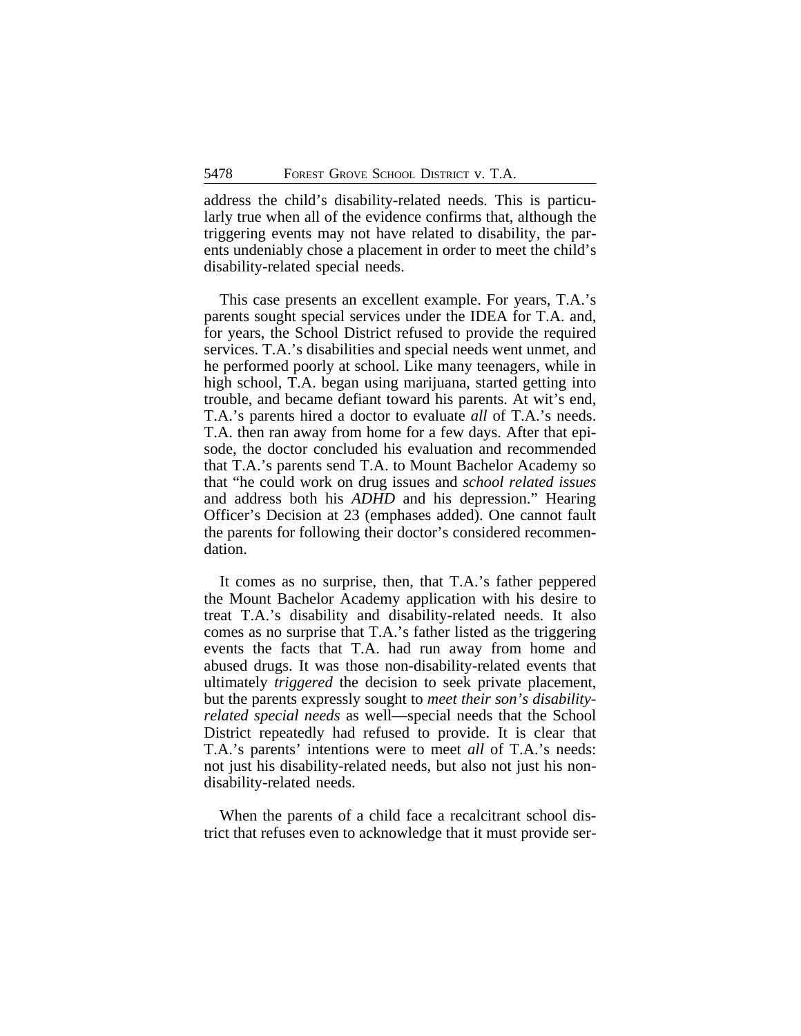address the child's disability-related needs. This is particularly true when all of the evidence confirms that, although the triggering events may not have related to disability, the parents undeniably chose a placement in order to meet the child's disability-related special needs.

This case presents an excellent example. For years, T.A.'s parents sought special services under the IDEA for T.A. and, for years, the School District refused to provide the required services. T.A.'s disabilities and special needs went unmet, and he performed poorly at school. Like many teenagers, while in high school, T.A. began using marijuana, started getting into trouble, and became defiant toward his parents. At wit's end, T.A.'s parents hired a doctor to evaluate *all* of T.A.'s needs. T.A. then ran away from home for a few days. After that episode, the doctor concluded his evaluation and recommended that T.A.'s parents send T.A. to Mount Bachelor Academy so that "he could work on drug issues and *school related issues* and address both his *ADHD* and his depression." Hearing Officer's Decision at 23 (emphases added). One cannot fault the parents for following their doctor's considered recommendation.

It comes as no surprise, then, that T.A.'s father peppered the Mount Bachelor Academy application with his desire to treat T.A.'s disability and disability-related needs. It also comes as no surprise that T.A.'s father listed as the triggering events the facts that T.A. had run away from home and abused drugs. It was those non-disability-related events that ultimately *triggered* the decision to seek private placement, but the parents expressly sought to *meet their son's disability-related special needs* as well—special needs that the School District repeatedly had refused to provide. It is clear that T.A.'s parents' intentions were to meet *all* of T.A.'s needs: not just his disability-related needs, but also not just his non-disability-related needs.

When the parents of a child face a recalcitrant school district that refuses even to acknowledge that it must provide ser-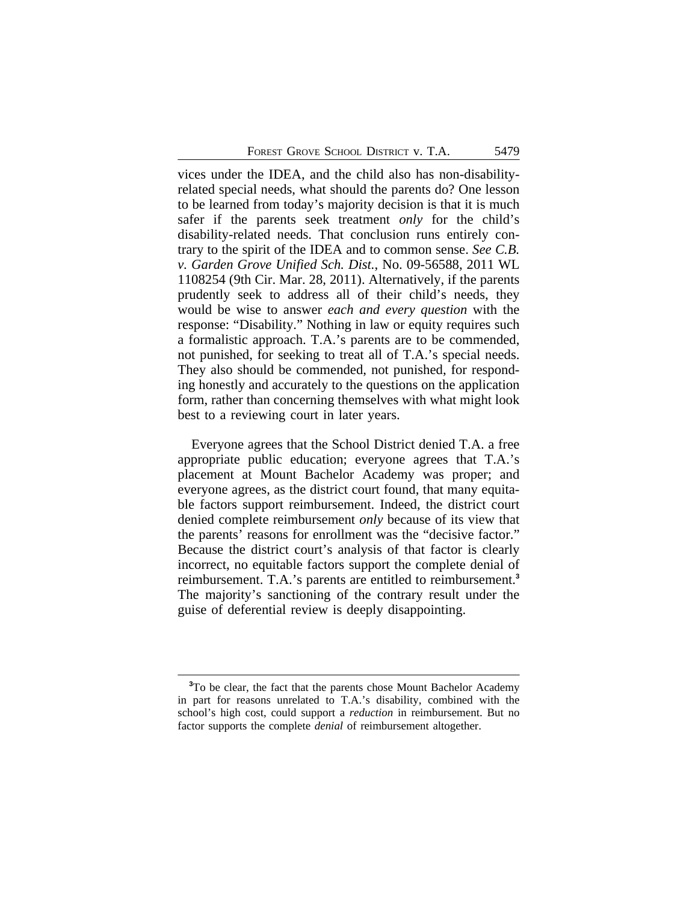vices under the IDEA, and the child also has non-disability-related special needs, what should the parents do? One lesson to be learned from today's majority decision is that it is much safer if the parents seek treatment *only* for the child's disability-related needs. That conclusion runs entirely contrary to the spirit of the IDEA and to common sense. *See C.B. v. Garden Grove Unified Sch. Dist.*, No. 09-56588, 2011 WL 1108254 (9th Cir. Mar. 28, 2011). Alternatively, if the parents prudently seek to address all of their child's needs, they would be wise to answer *each and every question* with the response: "Disability." Nothing in law or equity requires such a formalistic approach. T.A.'s parents are to be commended, not punished, for seeking to treat all of T.A.'s special needs. They also should be commended, not punished, for responding honestly and accurately to the questions on the application form, rather than concerning themselves with what might look best to a reviewing court in later years.

Everyone agrees that the School District denied T.A. a free appropriate public education; everyone agrees that T.A.'s placement at Mount Bachelor Academy was proper; and everyone agrees, as the district court found, that many equitable factors support reimbursement. Indeed, the district court denied complete reimbursement *only* because of its view that the parents' reasons for enrollment was the "decisive factor." Because the district court's analysis of that factor is clearly incorrect, no equitable factors support the complete denial of reimbursement. T.A.'s parents are entitled to reimbursement.[3] The majority's sanctioning of the contrary result under the guise of deferential review is deeply disappointing.

[3] To be clear, the fact that the parents chose Mount Bachelor Academy in part for reasons unrelated to T.A.'s disability, combined with the school's high cost, could support a *reduction* in reimbursement. But no factor supports the complete *denial* of reimbursement altogether.